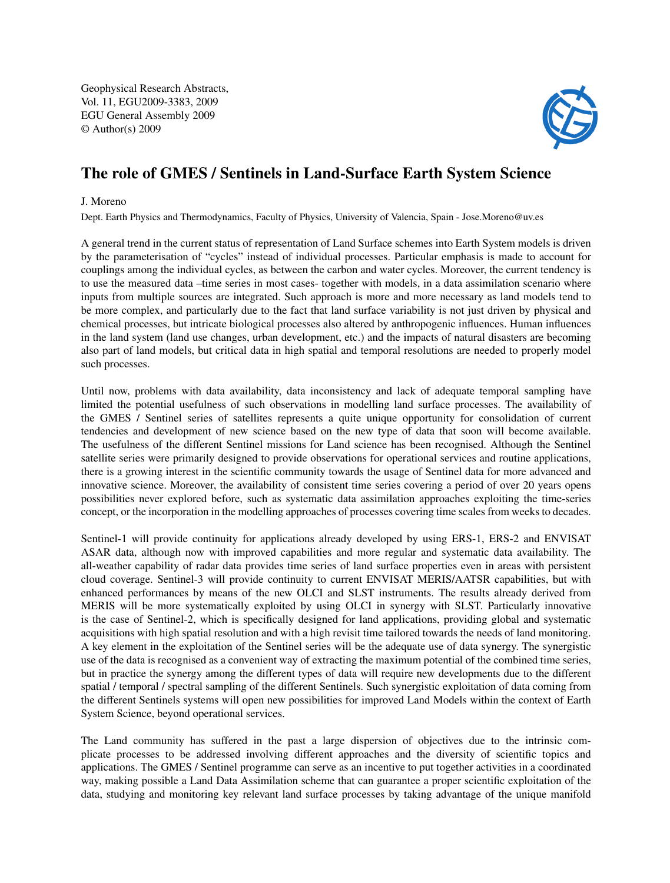Geophysical Research Abstracts,
Vol. 11, EGU2009-3383, 2009
EGU General Assembly 2009
© Author(s) 2009

# The role of GMES / Sentinels in Land-Surface Earth System Science

J. Moreno

Dept. Earth Physics and Thermodynamics, Faculty of Physics, University of Valencia, Spain - Jose.Moreno@uv.es

A general trend in the current status of representation of Land Surface schemes into Earth System models is driven by the parameterisation of "cycles" instead of individual processes. Particular emphasis is made to account for couplings among the individual cycles, as between the carbon and water cycles. Moreover, the current tendency is to use the measured data –time series in most cases- together with models, in a data assimilation scenario where inputs from multiple sources are integrated. Such approach is more and more necessary as land models tend to be more complex, and particularly due to the fact that land surface variability is not just driven by physical and chemical processes, but intricate biological processes also altered by anthropogenic influences. Human influences in the land system (land use changes, urban development, etc.) and the impacts of natural disasters are becoming also part of land models, but critical data in high spatial and temporal resolutions are needed to properly model such processes.

Until now, problems with data availability, data inconsistency and lack of adequate temporal sampling have limited the potential usefulness of such observations in modelling land surface processes. The availability of the GMES / Sentinel series of satellites represents a quite unique opportunity for consolidation of current tendencies and development of new science based on the new type of data that soon will become available. The usefulness of the different Sentinel missions for Land science has been recognised. Although the Sentinel satellite series were primarily designed to provide observations for operational services and routine applications, there is a growing interest in the scientific community towards the usage of Sentinel data for more advanced and innovative science. Moreover, the availability of consistent time series covering a period of over 20 years opens possibilities never explored before, such as systematic data assimilation approaches exploiting the time-series concept, or the incorporation in the modelling approaches of processes covering time scales from weeks to decades.

Sentinel-1 will provide continuity for applications already developed by using ERS-1, ERS-2 and ENVISAT ASAR data, although now with improved capabilities and more regular and systematic data availability. The all-weather capability of radar data provides time series of land surface properties even in areas with persistent cloud coverage. Sentinel-3 will provide continuity to current ENVISAT MERIS/AATSR capabilities, but with enhanced performances by means of the new OLCI and SLST instruments. The results already derived from MERIS will be more systematically exploited by using OLCI in synergy with SLST. Particularly innovative is the case of Sentinel-2, which is specifically designed for land applications, providing global and systematic acquisitions with high spatial resolution and with a high revisit time tailored towards the needs of land monitoring. A key element in the exploitation of the Sentinel series will be the adequate use of data synergy. The synergistic use of the data is recognised as a convenient way of extracting the maximum potential of the combined time series, but in practice the synergy among the different types of data will require new developments due to the different spatial / temporal / spectral sampling of the different Sentinels. Such synergistic exploitation of data coming from the different Sentinels systems will open new possibilities for improved Land Models within the context of Earth System Science, beyond operational services.

The Land community has suffered in the past a large dispersion of objectives due to the intrinsic complicate processes to be addressed involving different approaches and the diversity of scientific topics and applications. The GMES / Sentinel programme can serve as an incentive to put together activities in a coordinated way, making possible a Land Data Assimilation scheme that can guarantee a proper scientific exploitation of the data, studying and monitoring key relevant land surface processes by taking advantage of the unique manifold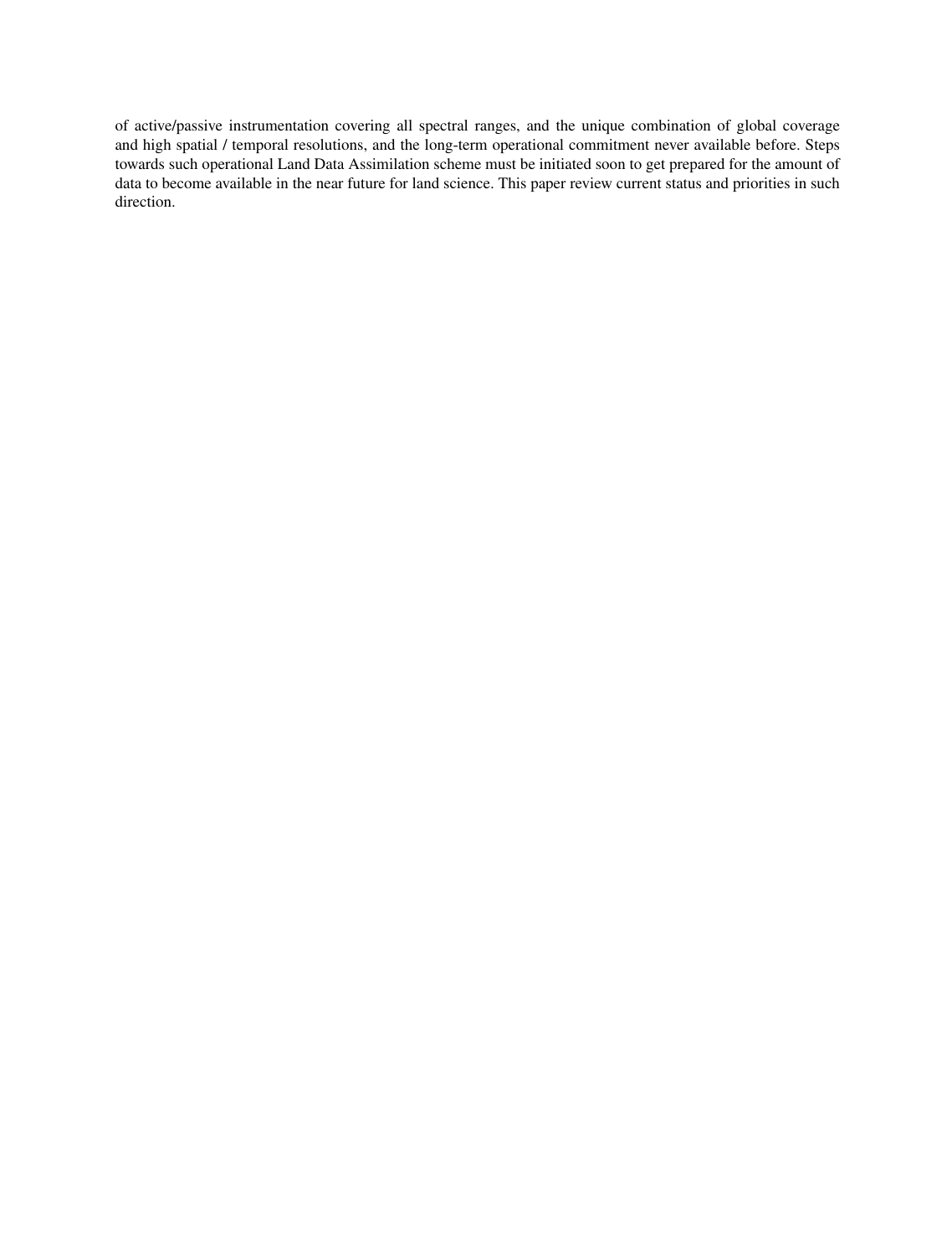of active/passive instrumentation covering all spectral ranges, and the unique combination of global coverage and high spatial / temporal resolutions, and the long-term operational commitment never available before. Steps towards such operational Land Data Assimilation scheme must be initiated soon to get prepared for the amount of data to become available in the near future for land science. This paper review current status and priorities in such direction.